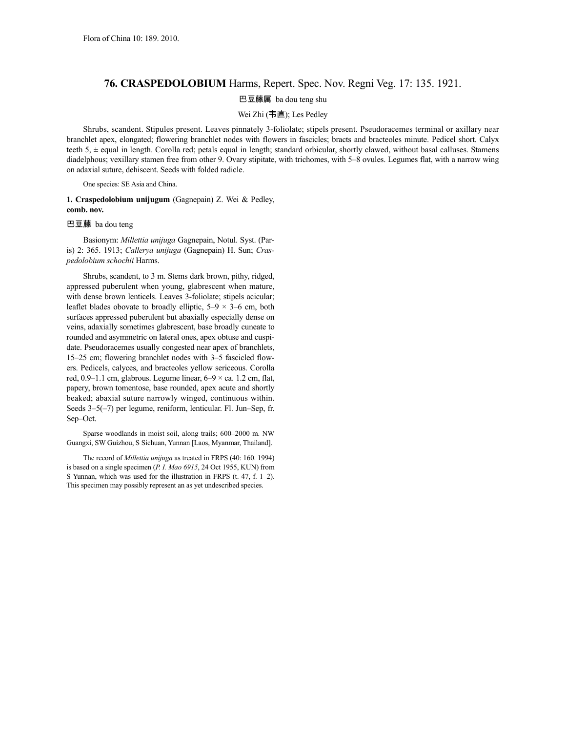Flora of China 10: 189. 2010.

# 76. CRASPEDOLOBIUM Harms, Repert. Spec. Nov. Regni Veg. 17: 135. 1921.

巴豆藤属 ba dou teng shu

Wei Zhi (韦直); Les Pedley

Shrubs, scandent. Stipules present. Leaves pinnately 3-foliolate; stipels present. Pseudoracemes terminal or axillary near branchlet apex, elongated; flowering branchlet nodes with flowers in fascicles; bracts and bracteoles minute. Pedicel short. Calyx teeth 5, ± equal in length. Corolla red; petals equal in length; standard orbicular, shortly clawed, without basal calluses. Stamens diadelphous; vexillary stamen free from other 9. Ovary stipitate, with trichomes, with 5–8 ovules. Legumes flat, with a narrow wing on adaxial suture, dehiscent. Seeds with folded radicle.

One species: SE Asia and China.

**1. Craspedolobium unijugum** (Gagnepain) Z. Wei & Pedley, **comb. nov.**

巴豆藤 ba dou teng

Basionym: *Millettia unijuga* Gagnepain, Notul. Syst. (Paris) 2: 365. 1913; *Callerya unijuga* (Gagnepain) H. Sun; *Craspedolobium schochii* Harms.

Shrubs, scandent, to 3 m. Stems dark brown, pithy, ridged, appressed puberulent when young, glabrescent when mature, with dense brown lenticels. Leaves 3-foliolate; stipels acicular; leaflet blades obovate to broadly elliptic, 5–9 × 3–6 cm, both surfaces appressed puberulent but abaxially especially dense on veins, adaxially sometimes glabrescent, base broadly cuneate to rounded and asymmetric on lateral ones, apex obtuse and cuspidate. Pseudoracemes usually congested near apex of branchlets, 15–25 cm; flowering branchlet nodes with 3–5 fascicled flowers. Pedicels, calyces, and bracteoles yellow sericeous. Corolla red, 0.9–1.1 cm, glabrous. Legume linear, 6–9 × ca. 1.2 cm, flat, papery, brown tomentose, base rounded, apex acute and shortly beaked; abaxial suture narrowly winged, continuous within. Seeds 3–5(–7) per legume, reniform, lenticular. Fl. Jun–Sep, fr. Sep–Oct.

Sparse woodlands in moist soil, along trails; 600–2000 m. NW Guangxi, SW Guizhou, S Sichuan, Yunnan [Laos, Myanmar, Thailand].

The record of *Millettia unijuga* as treated in FRPS (40: 160. 1994) is based on a single specimen (*P. I. Mao 6915*, 24 Oct 1955, KUN) from S Yunnan, which was used for the illustration in FRPS (t. 47, f. 1–2). This specimen may possibly represent an as yet undescribed species.